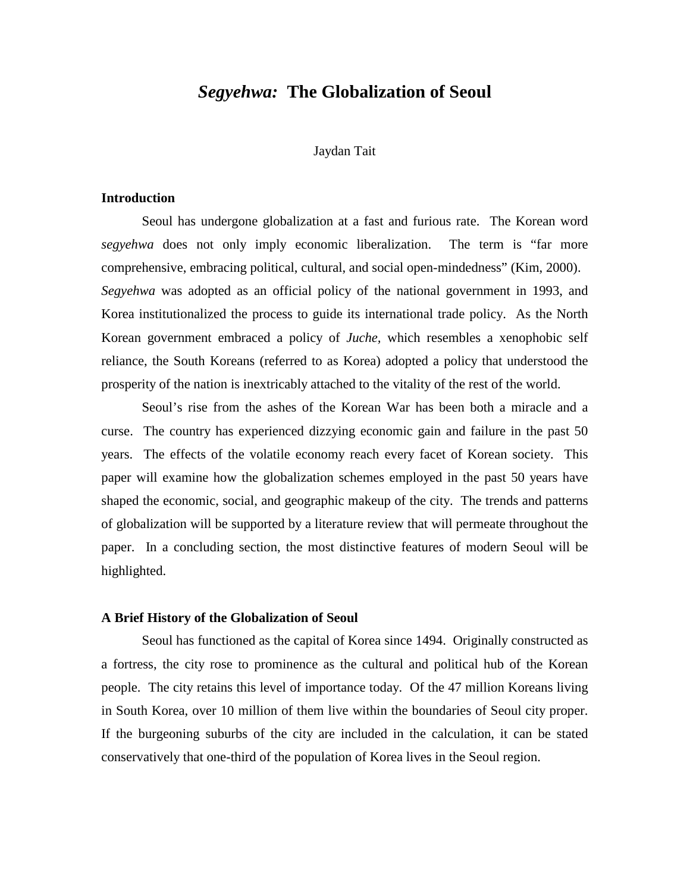# *Segyehwa:* The Globalization of Seoul

Jaydan Tait

## Introduction

Seoul has undergone globalization at a fast and furious rate. The Korean word *segyehwa* does not only imply economic liberalization. The term is "far more comprehensive, embracing political, cultural, and social open-mindedness" (Kim, 2000). *Segyehwa* was adopted as an official policy of the national government in 1993, and Korea institutionalized the process to guide its international trade policy. As the North Korean government embraced a policy of *Juche*, which resembles a xenophobic self reliance, the South Koreans (referred to as Korea) adopted a policy that understood the prosperity of the nation is inextricably attached to the vitality of the rest of the world.

Seoul's rise from the ashes of the Korean War has been both a miracle and a curse. The country has experienced dizzying economic gain and failure in the past 50 years. The effects of the volatile economy reach every facet of Korean society. This paper will examine how the globalization schemes employed in the past 50 years have shaped the economic, social, and geographic makeup of the city. The trends and patterns of globalization will be supported by a literature review that will permeate throughout the paper. In a concluding section, the most distinctive features of modern Seoul will be highlighted.

## A Brief History of the Globalization of Seoul

Seoul has functioned as the capital of Korea since 1494. Originally constructed as a fortress, the city rose to prominence as the cultural and political hub of the Korean people. The city retains this level of importance today. Of the 47 million Koreans living in South Korea, over 10 million of them live within the boundaries of Seoul city proper. If the burgeoning suburbs of the city are included in the calculation, it can be stated conservatively that one-third of the population of Korea lives in the Seoul region.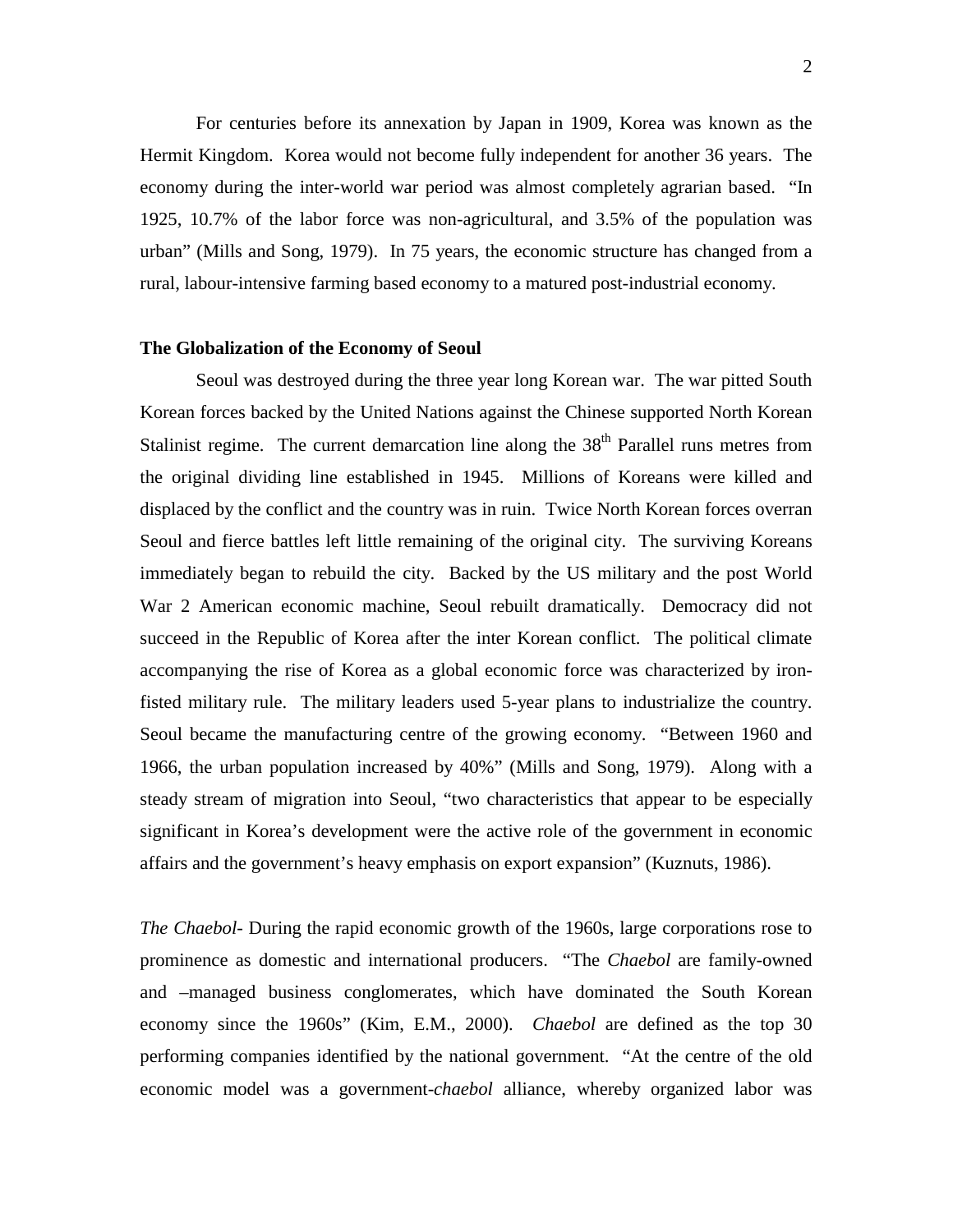For centuries before its annexation by Japan in 1909, Korea was known as the Hermit Kingdom. Korea would not become fully independent for another 36 years. The economy during the inter-world war period was almost completely agrarian based. "In 1925, 10.7% of the labor force was non-agricultural, and 3.5% of the population was urban" (Mills and Song, 1979). In 75 years, the economic structure has changed from a rural, labour-intensive farming based economy to a matured post-industrial economy.

**The Globalization of the Economy of Seoul**

Seoul was destroyed during the three year long Korean war. The war pitted South Korean forces backed by the United Nations against the Chinese supported North Korean Stalinist regime. The current demarcation line along the 38th Parallel runs metres from the original dividing line established in 1945. Millions of Koreans were killed and displaced by the conflict and the country was in ruin. Twice North Korean forces overran Seoul and fierce battles left little remaining of the original city. The surviving Koreans immediately began to rebuild the city. Backed by the US military and the post World War 2 American economic machine, Seoul rebuilt dramatically. Democracy did not succeed in the Republic of Korea after the inter Korean conflict. The political climate accompanying the rise of Korea as a global economic force was characterized by iron-fisted military rule. The military leaders used 5-year plans to industrialize the country. Seoul became the manufacturing centre of the growing economy. "Between 1960 and 1966, the urban population increased by 40%" (Mills and Song, 1979). Along with a steady stream of migration into Seoul, "two characteristics that appear to be especially significant in Korea's development were the active role of the government in economic affairs and the government's heavy emphasis on export expansion" (Kuznuts, 1986).

*The Chaebol*- During the rapid economic growth of the 1960s, large corporations rose to prominence as domestic and international producers. "The *Chaebol* are family-owned and –managed business conglomerates, which have dominated the South Korean economy since the 1960s" (Kim, E.M., 2000). *Chaebol* are defined as the top 30 performing companies identified by the national government. "At the centre of the old economic model was a government-*chaebol* alliance, whereby organized labor was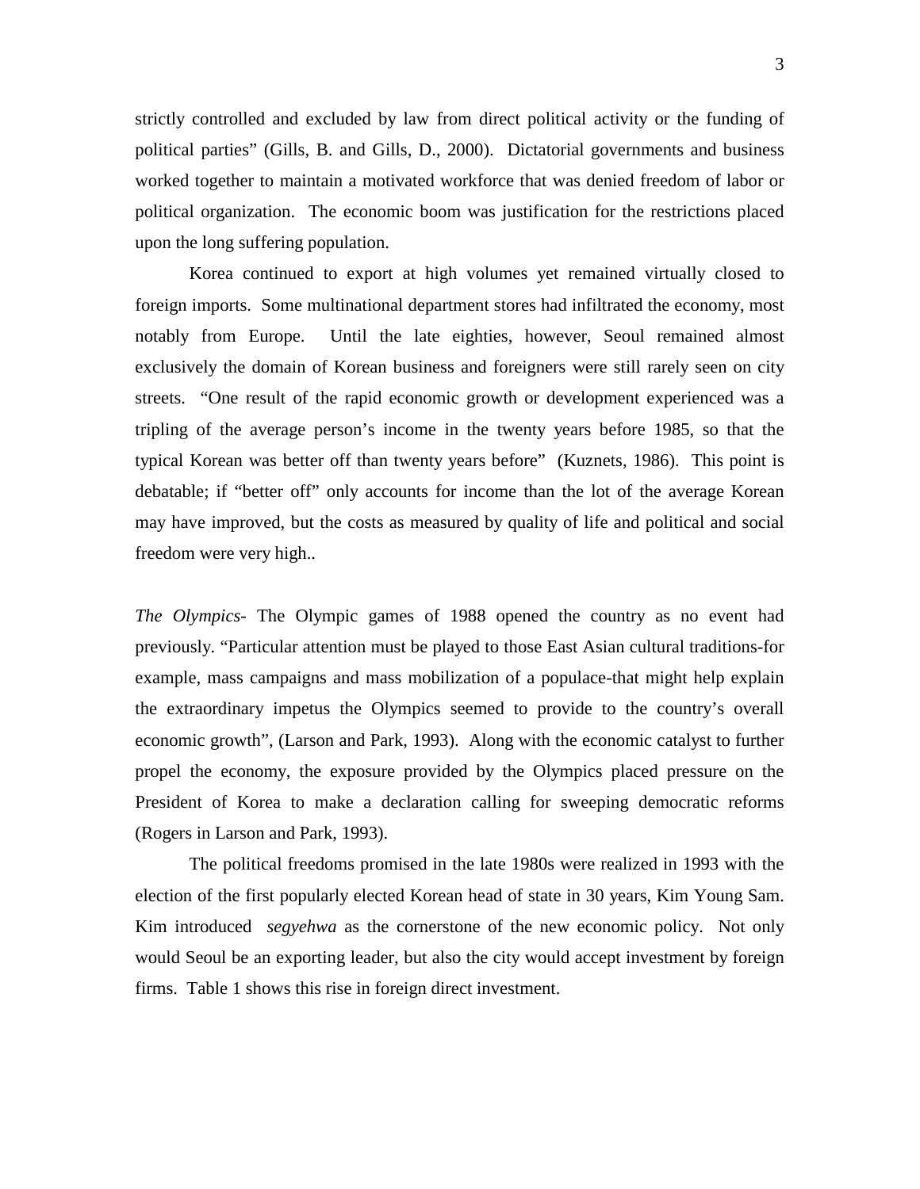strictly controlled and excluded by law from direct political activity or the funding of political parties" (Gills, B. and Gills, D., 2000). Dictatorial governments and business worked together to maintain a motivated workforce that was denied freedom of labor or political organization. The economic boom was justification for the restrictions placed upon the long suffering population.

Korea continued to export at high volumes yet remained virtually closed to foreign imports. Some multinational department stores had infiltrated the economy, most notably from Europe. Until the late eighties, however, Seoul remained almost exclusively the domain of Korean business and foreigners were still rarely seen on city streets. "One result of the rapid economic growth or development experienced was a tripling of the average person's income in the twenty years before 1985, so that the typical Korean was better off than twenty years before" (Kuznets, 1986). This point is debatable; if "better off" only accounts for income than the lot of the average Korean may have improved, but the costs as measured by quality of life and political and social freedom were very high..

*The Olympics*- The Olympic games of 1988 opened the country as no event had previously. "Particular attention must be played to those East Asian cultural traditions-for example, mass campaigns and mass mobilization of a populace-that might help explain the extraordinary impetus the Olympics seemed to provide to the country's overall economic growth", (Larson and Park, 1993). Along with the economic catalyst to further propel the economy, the exposure provided by the Olympics placed pressure on the President of Korea to make a declaration calling for sweeping democratic reforms (Rogers in Larson and Park, 1993).

The political freedoms promised in the late 1980s were realized in 1993 with the election of the first popularly elected Korean head of state in 30 years, Kim Young Sam. Kim introduced *segyehwa* as the cornerstone of the new economic policy. Not only would Seoul be an exporting leader, but also the city would accept investment by foreign firms. Table 1 shows this rise in foreign direct investment.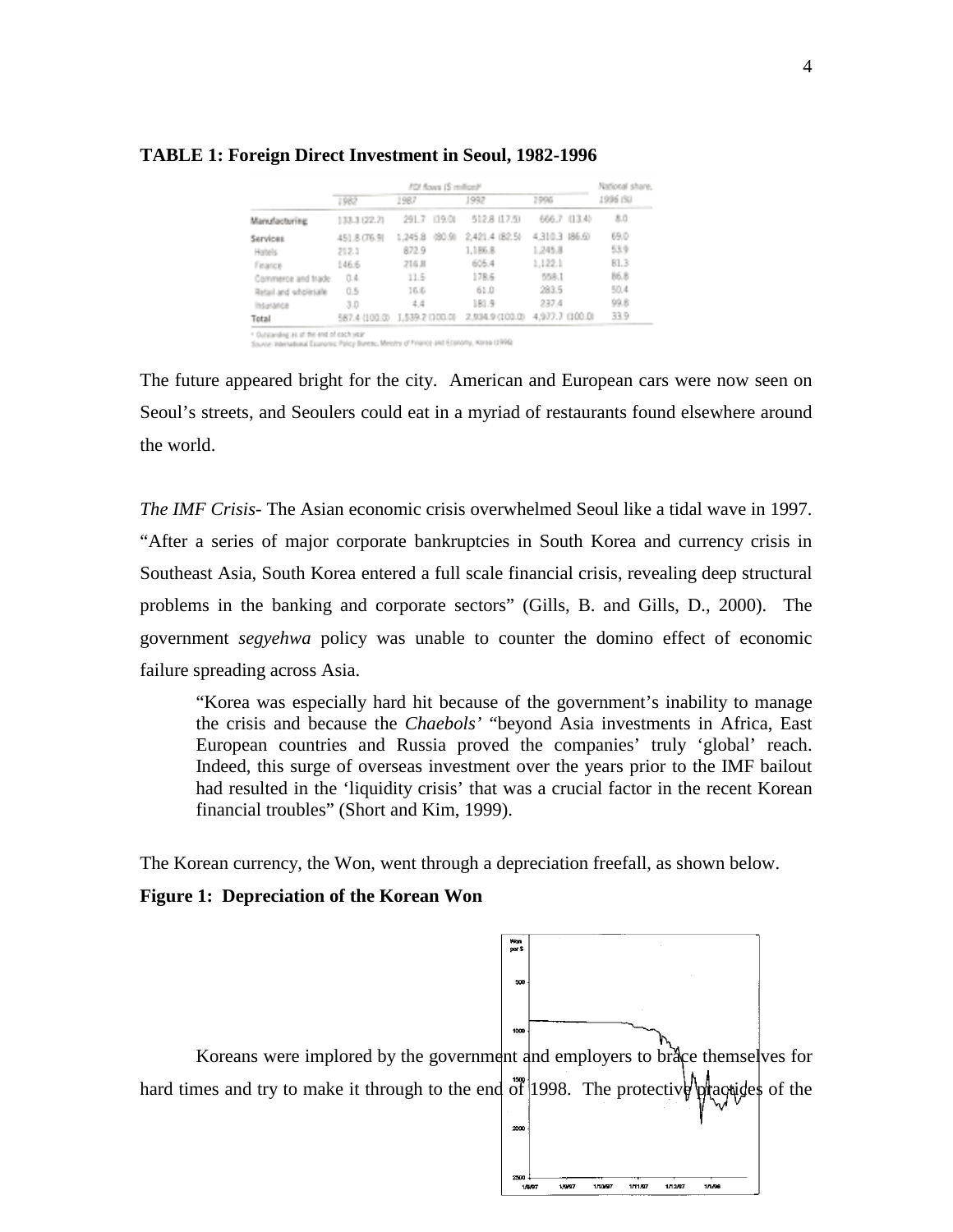**TABLE 1: Foreign Direct Investment in Seoul, 1982-1996**

| | FDI flows ($ million)* | | | | National share, |
|---|---|---|---|---|---|
| | 1982 | 1987 | 1992 | 1996 | 1996 (%) |
| Manufacturing | 133.3 (22.7) | 291.7 (19.0) | 512.8 (17.5) | 666.7 (13.4) | 8.0 |
| Services | 451.8 (76.9) | 1,245.8 (80.9) | 2,421.4 (82.5) | 4,310.3 (86.6) | 69.0 |
| Hotels | 212.1 | 872.9 | 1,186.8 | 1,245.8 | 53.9 |
| Finance | 146.6 | 214.8 | 605.4 | 1,122.1 | 81.3 |
| Commerce and trade | 0.4 | 11.5 | 178.6 | 558.1 | 86.8 |
| Retail and wholesale | 0.5 | 16.6 | 61.0 | 283.5 | 50.4 |
| Insurance | 3.0 | 4.4 | 181.9 | 237.4 | 99.8 |
| Total | 587.4 (100.0) | 1,539.2 (100.0) | 2,934.9 (100.0) | 4,977.7 (100.0) | 33.9 |

* Outstanding as of the end of each year
Source: International Economic Policy Bureau, Ministry of Finance and Economy, Korea (1996)

The future appeared bright for the city. American and European cars were now seen on Seoul's streets, and Seoulers could eat in a myriad of restaurants found elsewhere around the world.

*The IMF Crisis*- The Asian economic crisis overwhelmed Seoul like a tidal wave in 1997. "After a series of major corporate bankruptcies in South Korea and currency crisis in Southeast Asia, South Korea entered a full scale financial crisis, revealing deep structural problems in the banking and corporate sectors" (Gills, B. and Gills, D., 2000). The government ***segyehwa*** policy was unable to counter the domino effect of economic failure spreading across Asia.

> "Korea was especially hard hit because of the government's inability to manage the crisis and because the *Chaebols'* "beyond Asia investments in Africa, East European countries and Russia proved the companies' truly 'global' reach. Indeed, this surge of overseas investment over the years prior to the IMF bailout had resulted in the 'liquidity crisis' that was a crucial factor in the recent Korean financial troubles" (Short and Kim, 1999).

The Korean currency, the Won, went through a depreciation freefall, as shown below.

**Figure 1: Depreciation of the Korean Won**

Koreans were implored by the government and employers to brace themselves for hard times and try to make it through to the end of 1998. The protective practices of the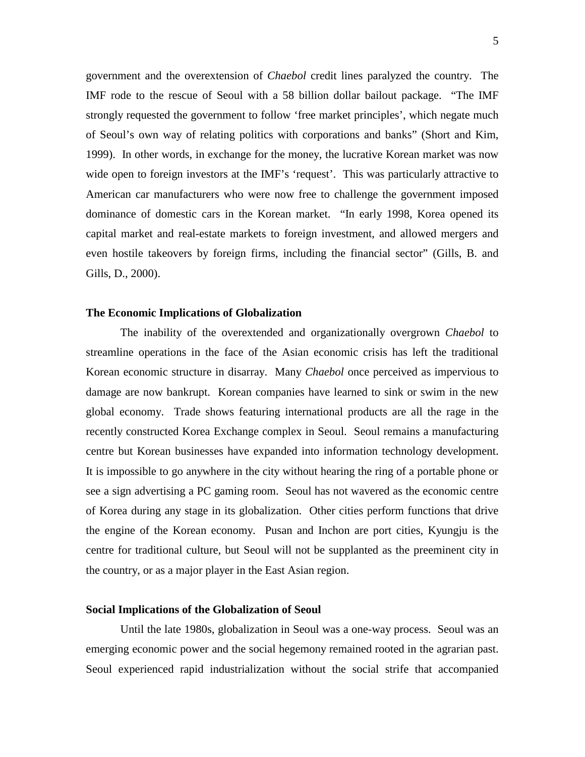government and the overextension of *Chaebol* credit lines paralyzed the country. The IMF rode to the rescue of Seoul with a 58 billion dollar bailout package. "The IMF strongly requested the government to follow 'free market principles', which negate much of Seoul's own way of relating politics with corporations and banks" (Short and Kim, 1999). In other words, in exchange for the money, the lucrative Korean market was now wide open to foreign investors at the IMF's 'request'. This was particularly attractive to American car manufacturers who were now free to challenge the government imposed dominance of domestic cars in the Korean market. "In early 1998, Korea opened its capital market and real-estate markets to foreign investment, and allowed mergers and even hostile takeovers by foreign firms, including the financial sector" (Gills, B. and Gills, D., 2000).

**The Economic Implications of Globalization**

The inability of the overextended and organizationally overgrown *Chaebol* to streamline operations in the face of the Asian economic crisis has left the traditional Korean economic structure in disarray. Many *Chaebol* once perceived as impervious to damage are now bankrupt. Korean companies have learned to sink or swim in the new global economy. Trade shows featuring international products are all the rage in the recently constructed Korea Exchange complex in Seoul. Seoul remains a manufacturing centre but Korean businesses have expanded into information technology development. It is impossible to go anywhere in the city without hearing the ring of a portable phone or see a sign advertising a PC gaming room. Seoul has not wavered as the economic centre of Korea during any stage in its globalization. Other cities perform functions that drive the engine of the Korean economy. Pusan and Inchon are port cities, Kyungju is the centre for traditional culture, but Seoul will not be supplanted as the preeminent city in the country, or as a major player in the East Asian region.

**Social Implications of the Globalization of Seoul**

Until the late 1980s, globalization in Seoul was a one-way process. Seoul was an emerging economic power and the social hegemony remained rooted in the agrarian past. Seoul experienced rapid industrialization without the social strife that accompanied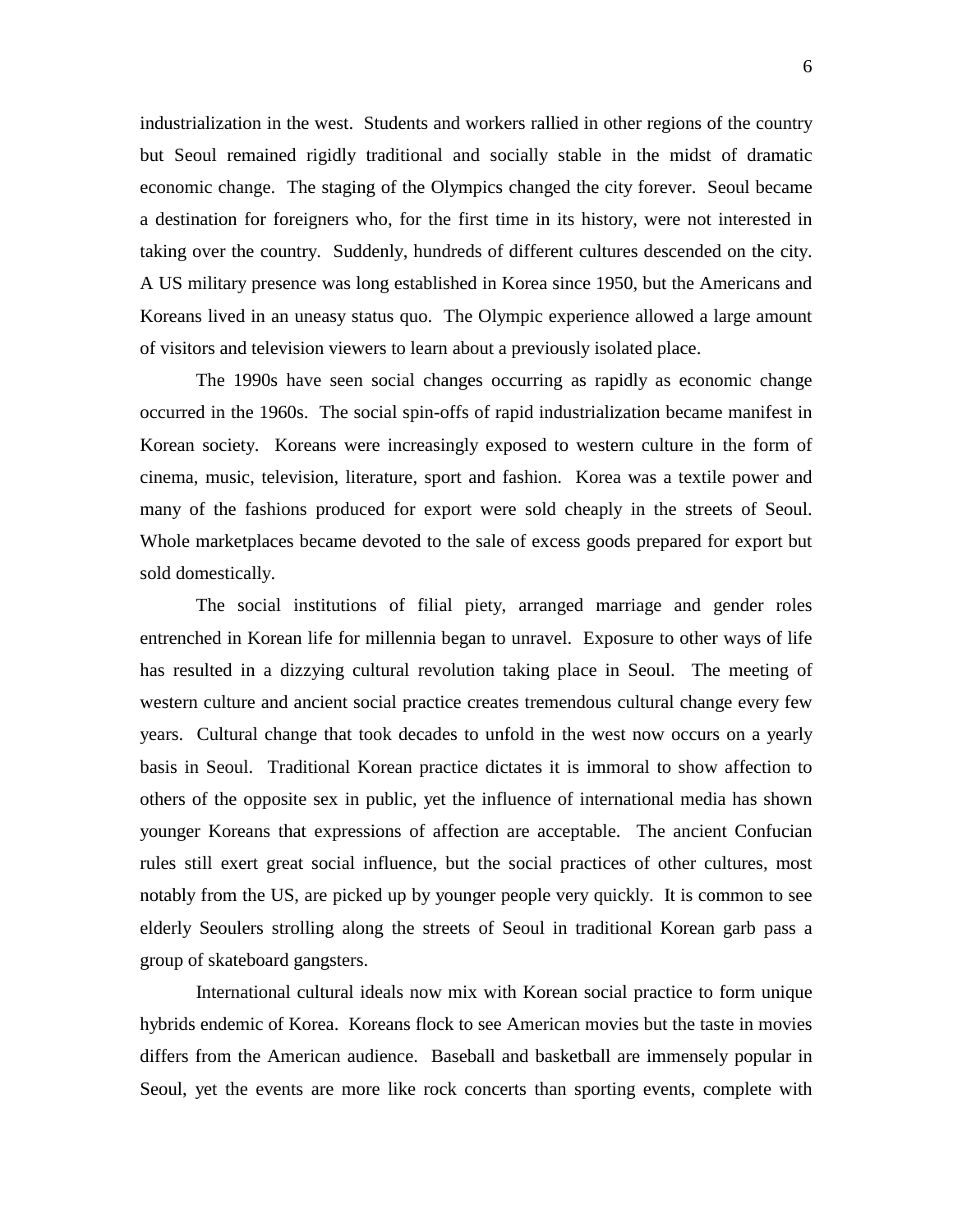industrialization in the west. Students and workers rallied in other regions of the country but Seoul remained rigidly traditional and socially stable in the midst of dramatic economic change. The staging of the Olympics changed the city forever. Seoul became a destination for foreigners who, for the first time in its history, were not interested in taking over the country. Suddenly, hundreds of different cultures descended on the city. A US military presence was long established in Korea since 1950, but the Americans and Koreans lived in an uneasy status quo. The Olympic experience allowed a large amount of visitors and television viewers to learn about a previously isolated place.

The 1990s have seen social changes occurring as rapidly as economic change occurred in the 1960s. The social spin-offs of rapid industrialization became manifest in Korean society. Koreans were increasingly exposed to western culture in the form of cinema, music, television, literature, sport and fashion. Korea was a textile power and many of the fashions produced for export were sold cheaply in the streets of Seoul. Whole marketplaces became devoted to the sale of excess goods prepared for export but sold domestically.

The social institutions of filial piety, arranged marriage and gender roles entrenched in Korean life for millennia began to unravel. Exposure to other ways of life has resulted in a dizzying cultural revolution taking place in Seoul. The meeting of western culture and ancient social practice creates tremendous cultural change every few years. Cultural change that took decades to unfold in the west now occurs on a yearly basis in Seoul. Traditional Korean practice dictates it is immoral to show affection to others of the opposite sex in public, yet the influence of international media has shown younger Koreans that expressions of affection are acceptable. The ancient Confucian rules still exert great social influence, but the social practices of other cultures, most notably from the US, are picked up by younger people very quickly. It is common to see elderly Seoulers strolling along the streets of Seoul in traditional Korean garb pass a group of skateboard gangsters.

International cultural ideals now mix with Korean social practice to form unique hybrids endemic of Korea. Koreans flock to see American movies but the taste in movies differs from the American audience. Baseball and basketball are immensely popular in Seoul, yet the events are more like rock concerts than sporting events, complete with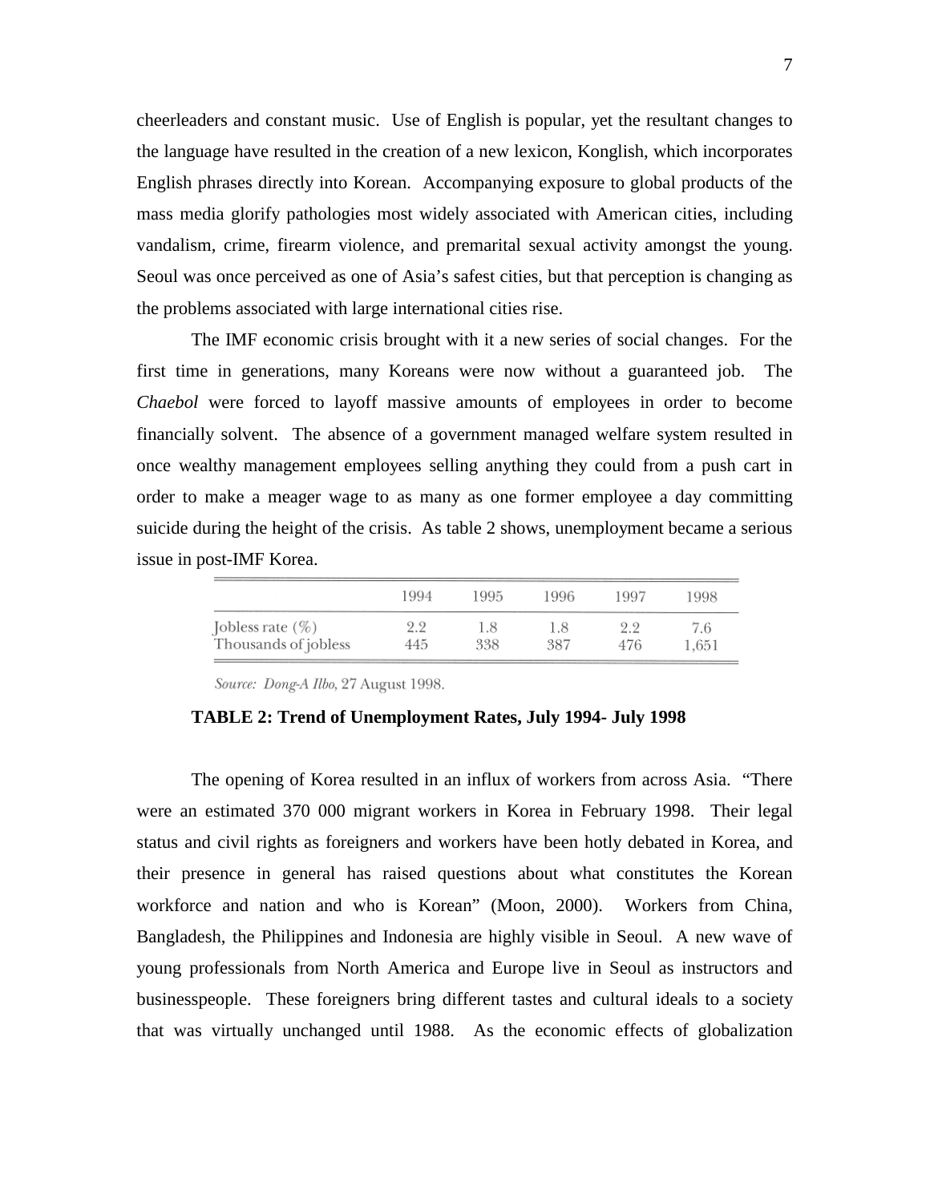cheerleaders and constant music. Use of English is popular, yet the resultant changes to the language have resulted in the creation of a new lexicon, Konglish, which incorporates English phrases directly into Korean. Accompanying exposure to global products of the mass media glorify pathologies most widely associated with American cities, including vandalism, crime, firearm violence, and premarital sexual activity amongst the young. Seoul was once perceived as one of Asia's safest cities, but that perception is changing as the problems associated with large international cities rise.

The IMF economic crisis brought with it a new series of social changes. For the first time in generations, many Koreans were now without a guaranteed job. The *Chaebol* were forced to layoff massive amounts of employees in order to become financially solvent. The absence of a government managed welfare system resulted in once wealthy management employees selling anything they could from a push cart in order to make a meager wage to as many as one former employee a day committing suicide during the height of the crisis. As table 2 shows, unemployment became a serious issue in post-IMF Korea.

| | 1994 | 1995 | 1996 | 1997 | 1998 |
|---|---|---|---|---|---|
| Jobless rate (%) | 2.2 | 1.8 | 1.8 | 2.2 | 7.6 |
| Thousands of jobless | 445 | 338 | 387 | 476 | 1,651 |

*Source: Dong-A Ilbo*, 27 August 1998.

**TABLE 2: Trend of Unemployment Rates, July 1994- July 1998**

The opening of Korea resulted in an influx of workers from across Asia. "There were an estimated 370 000 migrant workers in Korea in February 1998. Their legal status and civil rights as foreigners and workers have been hotly debated in Korea, and their presence in general has raised questions about what constitutes the Korean workforce and nation and who is Korean" (Moon, 2000). Workers from China, Bangladesh, the Philippines and Indonesia are highly visible in Seoul. A new wave of young professionals from North America and Europe live in Seoul as instructors and businesspeople. These foreigners bring different tastes and cultural ideals to a society that was virtually unchanged until 1988. As the economic effects of globalization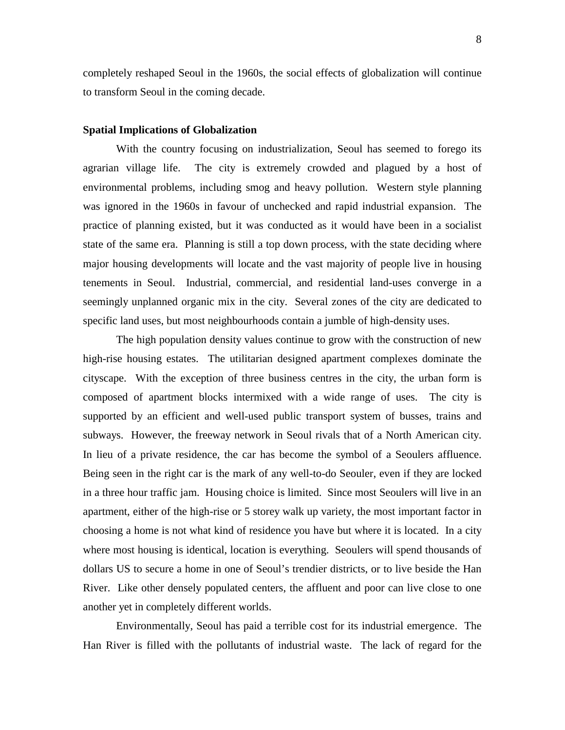completely reshaped Seoul in the 1960s, the social effects of globalization will continue to transform Seoul in the coming decade.

**Spatial Implications of Globalization**

With the country focusing on industrialization, Seoul has seemed to forego its agrarian village life. The city is extremely crowded and plagued by a host of environmental problems, including smog and heavy pollution. Western style planning was ignored in the 1960s in favour of unchecked and rapid industrial expansion. The practice of planning existed, but it was conducted as it would have been in a socialist state of the same era. Planning is still a top down process, with the state deciding where major housing developments will locate and the vast majority of people live in housing tenements in Seoul. Industrial, commercial, and residential land-uses converge in a seemingly unplanned organic mix in the city. Several zones of the city are dedicated to specific land uses, but most neighbourhoods contain a jumble of high-density uses.

The high population density values continue to grow with the construction of new high-rise housing estates. The utilitarian designed apartment complexes dominate the cityscape. With the exception of three business centres in the city, the urban form is composed of apartment blocks intermixed with a wide range of uses. The city is supported by an efficient and well-used public transport system of busses, trains and subways. However, the freeway network in Seoul rivals that of a North American city. In lieu of a private residence, the car has become the symbol of a Seoulers affluence. Being seen in the right car is the mark of any well-to-do Seouler, even if they are locked in a three hour traffic jam. Housing choice is limited. Since most Seoulers will live in an apartment, either of the high-rise or 5 storey walk up variety, the most important factor in choosing a home is not what kind of residence you have but where it is located. In a city where most housing is identical, location is everything. Seoulers will spend thousands of dollars US to secure a home in one of Seoul's trendier districts, or to live beside the Han River. Like other densely populated centers, the affluent and poor can live close to one another yet in completely different worlds.

Environmentally, Seoul has paid a terrible cost for its industrial emergence. The Han River is filled with the pollutants of industrial waste. The lack of regard for the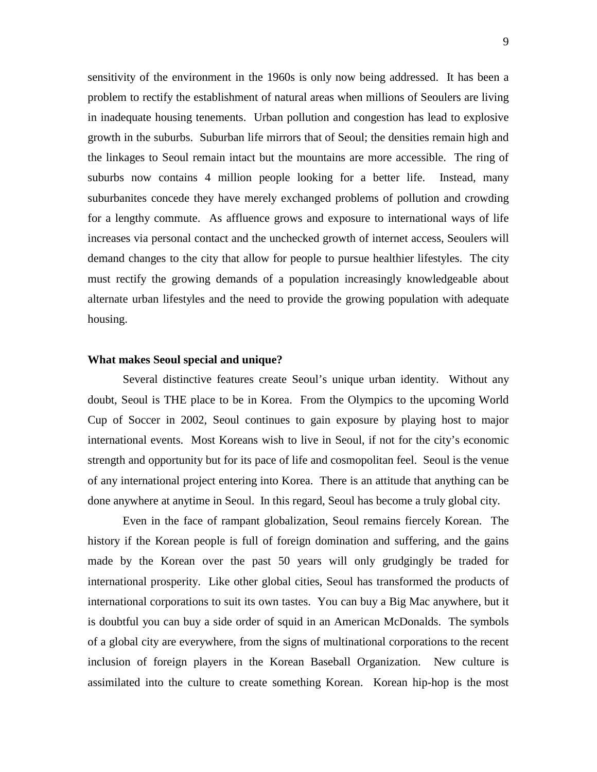sensitivity of the environment in the 1960s is only now being addressed. It has been a problem to rectify the establishment of natural areas when millions of Seoulers are living in inadequate housing tenements. Urban pollution and congestion has lead to explosive growth in the suburbs. Suburban life mirrors that of Seoul; the densities remain high and the linkages to Seoul remain intact but the mountains are more accessible. The ring of suburbs now contains 4 million people looking for a better life. Instead, many suburbanites concede they have merely exchanged problems of pollution and crowding for a lengthy commute. As affluence grows and exposure to international ways of life increases via personal contact and the unchecked growth of internet access, Seoulers will demand changes to the city that allow for people to pursue healthier lifestyles. The city must rectify the growing demands of a population increasingly knowledgeable about alternate urban lifestyles and the need to provide the growing population with adequate housing.

**What makes Seoul special and unique?**

Several distinctive features create Seoul's unique urban identity. Without any doubt, Seoul is THE place to be in Korea. From the Olympics to the upcoming World Cup of Soccer in 2002, Seoul continues to gain exposure by playing host to major international events. Most Koreans wish to live in Seoul, if not for the city's economic strength and opportunity but for its pace of life and cosmopolitan feel. Seoul is the venue of any international project entering into Korea. There is an attitude that anything can be done anywhere at anytime in Seoul. In this regard, Seoul has become a truly global city.

Even in the face of rampant globalization, Seoul remains fiercely Korean. The history if the Korean people is full of foreign domination and suffering, and the gains made by the Korean over the past 50 years will only grudgingly be traded for international prosperity. Like other global cities, Seoul has transformed the products of international corporations to suit its own tastes. You can buy a Big Mac anywhere, but it is doubtful you can buy a side order of squid in an American McDonalds. The symbols of a global city are everywhere, from the signs of multinational corporations to the recent inclusion of foreign players in the Korean Baseball Organization. New culture is assimilated into the culture to create something Korean. Korean hip-hop is the most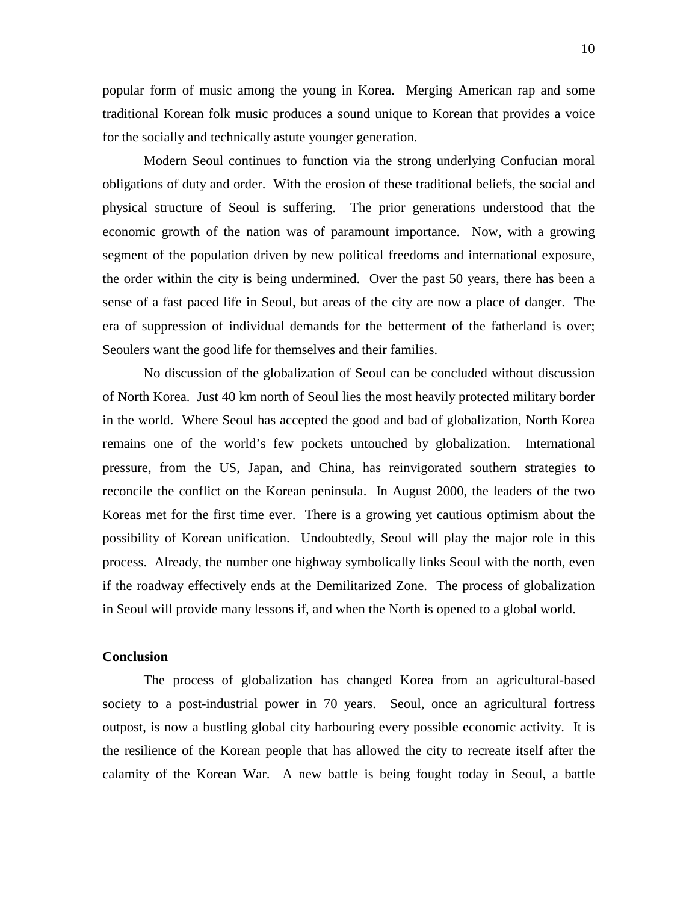popular form of music among the young in Korea. Merging American rap and some traditional Korean folk music produces a sound unique to Korean that provides a voice for the socially and technically astute younger generation.

Modern Seoul continues to function via the strong underlying Confucian moral obligations of duty and order. With the erosion of these traditional beliefs, the social and physical structure of Seoul is suffering. The prior generations understood that the economic growth of the nation was of paramount importance. Now, with a growing segment of the population driven by new political freedoms and international exposure, the order within the city is being undermined. Over the past 50 years, there has been a sense of a fast paced life in Seoul, but areas of the city are now a place of danger. The era of suppression of individual demands for the betterment of the fatherland is over; Seoulers want the good life for themselves and their families.

No discussion of the globalization of Seoul can be concluded without discussion of North Korea. Just 40 km north of Seoul lies the most heavily protected military border in the world. Where Seoul has accepted the good and bad of globalization, North Korea remains one of the world's few pockets untouched by globalization. International pressure, from the US, Japan, and China, has reinvigorated southern strategies to reconcile the conflict on the Korean peninsula. In August 2000, the leaders of the two Koreas met for the first time ever. There is a growing yet cautious optimism about the possibility of Korean unification. Undoubtedly, Seoul will play the major role in this process. Already, the number one highway symbolically links Seoul with the north, even if the roadway effectively ends at the Demilitarized Zone. The process of globalization in Seoul will provide many lessons if, and when the North is opened to a global world.

**Conclusion**

The process of globalization has changed Korea from an agricultural-based society to a post-industrial power in 70 years. Seoul, once an agricultural fortress outpost, is now a bustling global city harbouring every possible economic activity. It is the resilience of the Korean people that has allowed the city to recreate itself after the calamity of the Korean War. A new battle is being fought today in Seoul, a battle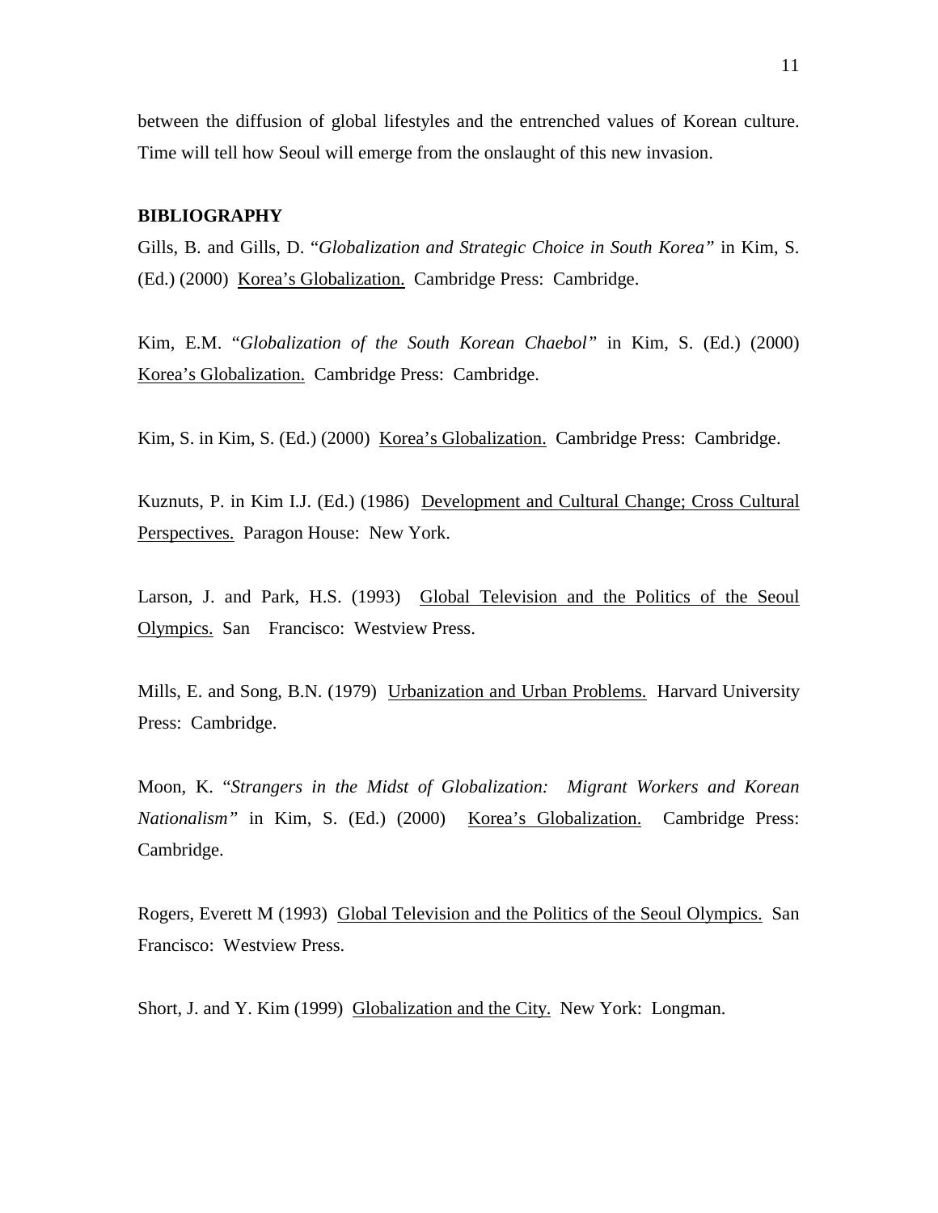between the diffusion of global lifestyles and the entrenched values of Korean culture. Time will tell how Seoul will emerge from the onslaught of this new invasion.

**BIBLIOGRAPHY**

Gills, B. and Gills, D. "*Globalization and Strategic Choice in South Korea"* in Kim, S. (Ed.) (2000) Korea's Globalization. Cambridge Press: Cambridge.

Kim, E.M. "*Globalization of the South Korean Chaebol"* in Kim, S. (Ed.) (2000) Korea's Globalization. Cambridge Press: Cambridge.

Kim, S. in Kim, S. (Ed.) (2000) Korea's Globalization. Cambridge Press: Cambridge.

Kuznuts, P. in Kim I.J. (Ed.) (1986) Development and Cultural Change; Cross Cultural Perspectives. Paragon House: New York.

Larson, J. and Park, H.S. (1993) Global Television and the Politics of the Seoul Olympics. San Francisco: Westview Press.

Mills, E. and Song, B.N. (1979) Urbanization and Urban Problems. Harvard University Press: Cambridge.

Moon, K. "*Strangers in the Midst of Globalization: Migrant Workers and Korean Nationalism"* in Kim, S. (Ed.) (2000) Korea's Globalization. Cambridge Press: Cambridge.

Rogers, Everett M (1993) Global Television and the Politics of the Seoul Olympics. San Francisco: Westview Press.

Short, J. and Y. Kim (1999) Globalization and the City. New York: Longman.